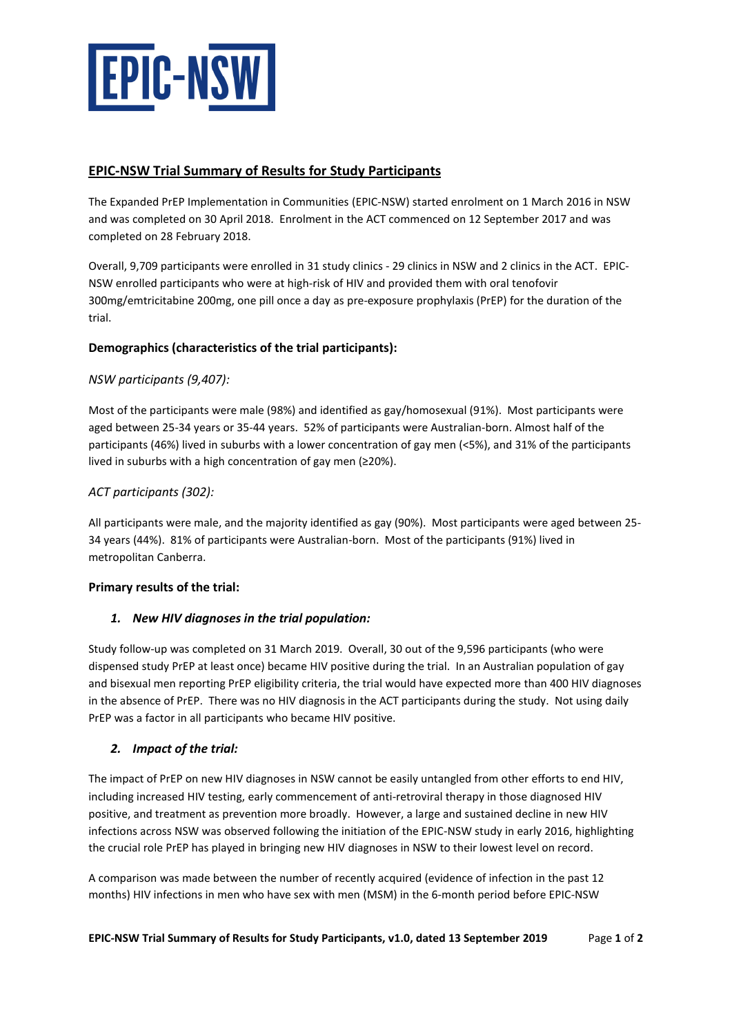# EPIC-NSW

## EPIC-NSW Trial Summary of Results for Study Participants

The Expanded PrEP Implementation in Communities (EPIC-NSW) started enrolment on 1 March 2016 in NSW and was completed on 30 April 2018. Enrolment in the ACT commenced on 12 September 2017 and was completed on 28 February 2018.

Overall, 9,709 participants were enrolled in 31 study clinics - 29 clinics in NSW and 2 clinics in the ACT. EPIC-NSW enrolled participants who were at high-risk of HIV and provided them with oral tenofovir 300mg/emtricitabine 200mg, one pill once a day as pre-exposure prophylaxis (PrEP) for the duration of the trial.

### Demographics (characteristics of the trial participants):

*NSW participants (9,407):*

Most of the participants were male (98%) and identified as gay/homosexual (91%). Most participants were aged between 25-34 years or 35-44 years. 52% of participants were Australian-born. Almost half of the participants (46%) lived in suburbs with a lower concentration of gay men (<5%), and 31% of the participants lived in suburbs with a high concentration of gay men (≥20%).

*ACT participants (302):*

All participants were male, and the majority identified as gay (90%). Most participants were aged between 25-34 years (44%). 81% of participants were Australian-born. Most of the participants (91%) lived in metropolitan Canberra.

### Primary results of the trial:

1. ***New HIV diagnoses in the trial population:***

Study follow-up was completed on 31 March 2019. Overall, 30 out of the 9,596 participants (who were dispensed study PrEP at least once) became HIV positive during the trial. In an Australian population of gay and bisexual men reporting PrEP eligibility criteria, the trial would have expected more than 400 HIV diagnoses in the absence of PrEP. There was no HIV diagnosis in the ACT participants during the study. Not using daily PrEP was a factor in all participants who became HIV positive.

2. ***Impact of the trial:***

The impact of PrEP on new HIV diagnoses in NSW cannot be easily untangled from other efforts to end HIV, including increased HIV testing, early commencement of anti-retroviral therapy in those diagnosed HIV positive, and treatment as prevention more broadly. However, a large and sustained decline in new HIV infections across NSW was observed following the initiation of the EPIC-NSW study in early 2016, highlighting the crucial role PrEP has played in bringing new HIV diagnoses in NSW to their lowest level on record.

A comparison was made between the number of recently acquired (evidence of infection in the past 12 months) HIV infections in men who have sex with men (MSM) in the 6-month period before EPIC-NSW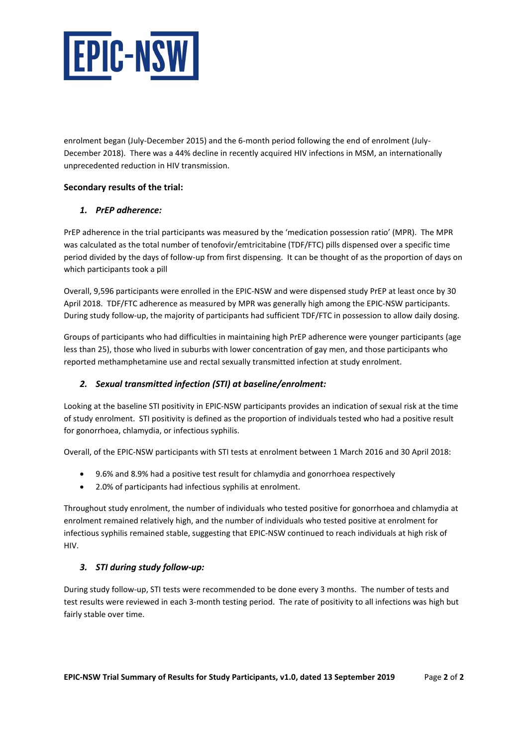enrolment began (July-December 2015) and the 6-month period following the end of enrolment (July-December 2018). There was a 44% decline in recently acquired HIV infections in MSM, an internationally unprecedented reduction in HIV transmission.

### Secondary results of the trial:

1. ***PrEP adherence:***

PrEP adherence in the trial participants was measured by the 'medication possession ratio' (MPR). The MPR was calculated as the total number of tenofovir/emtricitabine (TDF/FTC) pills dispensed over a specific time period divided by the days of follow-up from first dispensing. It can be thought of as the proportion of days on which participants took a pill

Overall, 9,596 participants were enrolled in the EPIC-NSW and were dispensed study PrEP at least once by 30 April 2018. TDF/FTC adherence as measured by MPR was generally high among the EPIC-NSW participants. During study follow-up, the majority of participants had sufficient TDF/FTC in possession to allow daily dosing.

Groups of participants who had difficulties in maintaining high PrEP adherence were younger participants (age less than 25), those who lived in suburbs with lower concentration of gay men, and those participants who reported methamphetamine use and rectal sexually transmitted infection at study enrolment.

2. ***Sexual transmitted infection (STI) at baseline/enrolment:***

Looking at the baseline STI positivity in EPIC-NSW participants provides an indication of sexual risk at the time of study enrolment. STI positivity is defined as the proportion of individuals tested who had a positive result for gonorrhoea, chlamydia, or infectious syphilis.

Overall, of the EPIC-NSW participants with STI tests at enrolment between 1 March 2016 and 30 April 2018:

- 9.6% and 8.9% had a positive test result for chlamydia and gonorrhoea respectively
- 2.0% of participants had infectious syphilis at enrolment.

Throughout study enrolment, the number of individuals who tested positive for gonorrhoea and chlamydia at enrolment remained relatively high, and the number of individuals who tested positive at enrolment for infectious syphilis remained stable, suggesting that EPIC-NSW continued to reach individuals at high risk of HIV.

3. ***STI during study follow-up:***

During study follow-up, STI tests were recommended to be done every 3 months. The number of tests and test results were reviewed in each 3-month testing period. The rate of positivity to all infections was high but fairly stable over time.